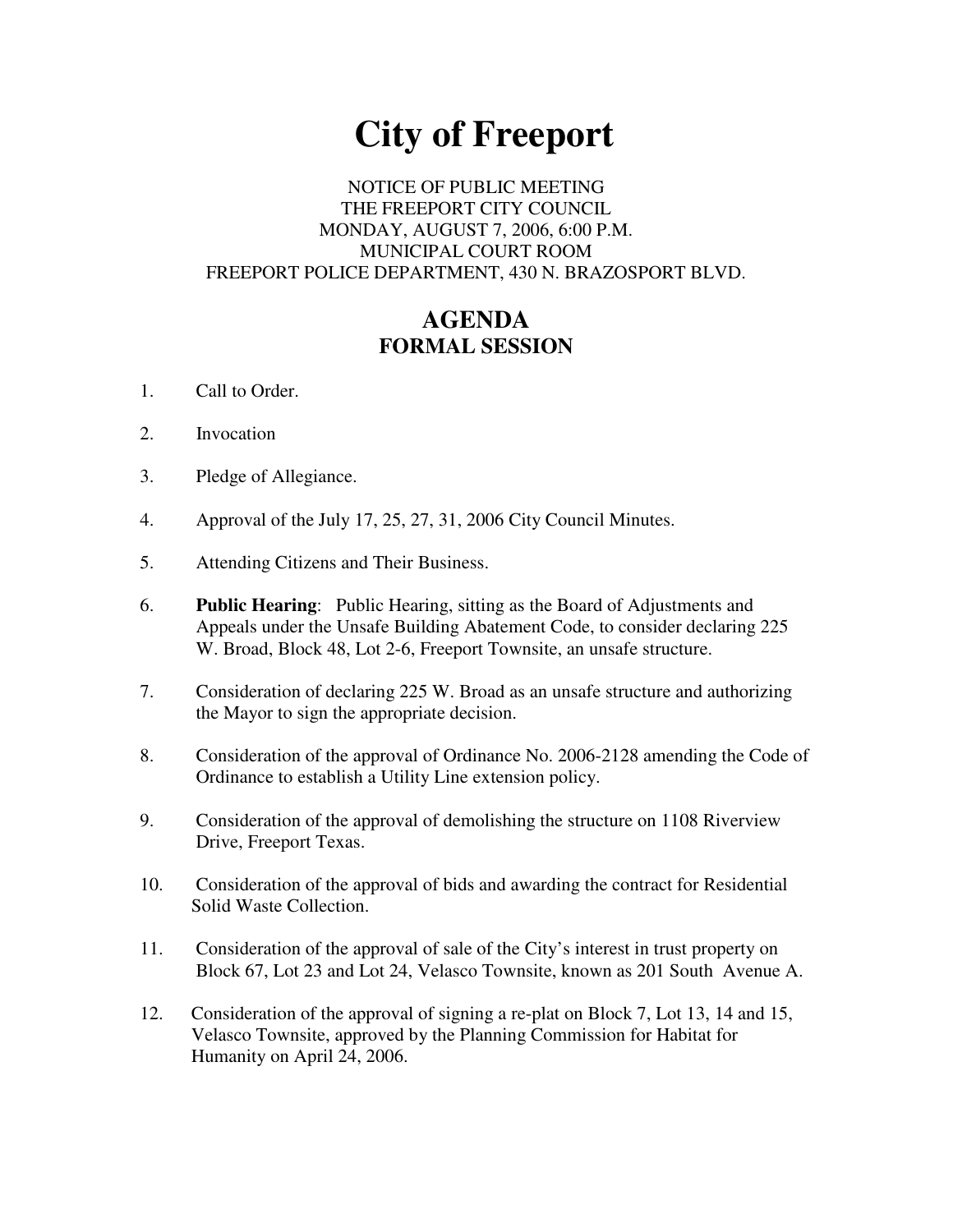# City of Freeport

NOTICE OF PUBLIC MEETING
THE FREEPORT CITY COUNCIL
MONDAY, AUGUST 7, 2006, 6:00 P.M.
MUNICIPAL COURT ROOM
FREEPORT POLICE DEPARTMENT, 430 N. BRAZOSPORT BLVD.

## AGENDA
### FORMAL SESSION

1. Call to Order.

2. Invocation

3. Pledge of Allegiance.

4. Approval of the July 17, 25, 27, 31, 2006 City Council Minutes.

5. Attending Citizens and Their Business.

6. **Public Hearing**: Public Hearing, sitting as the Board of Adjustments and Appeals under the Unsafe Building Abatement Code, to consider declaring 225 W. Broad, Block 48, Lot 2-6, Freeport Townsite, an unsafe structure.

7. Consideration of declaring 225 W. Broad as an unsafe structure and authorizing the Mayor to sign the appropriate decision.

8. Consideration of the approval of Ordinance No. 2006-2128 amending the Code of Ordinance to establish a Utility Line extension policy.

9. Consideration of the approval of demolishing the structure on 1108 Riverview Drive, Freeport Texas.

10. Consideration of the approval of bids and awarding the contract for Residential Solid Waste Collection.

11. Consideration of the approval of sale of the City's interest in trust property on Block 67, Lot 23 and Lot 24, Velasco Townsite, known as 201 South Avenue A.

12. Consideration of the approval of signing a re-plat on Block 7, Lot 13, 14 and 15, Velasco Townsite, approved by the Planning Commission for Habitat for Humanity on April 24, 2006.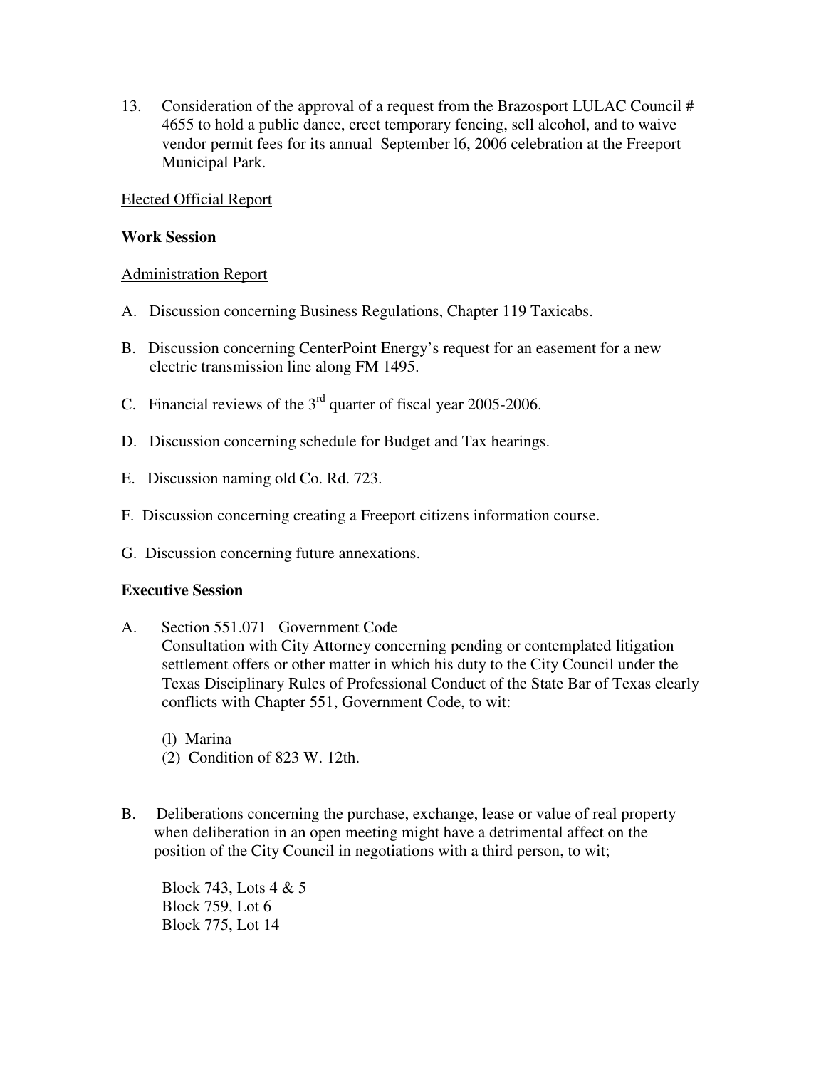13. Consideration of the approval of a request from the Brazosport LULAC Council # 4655 to hold a public dance, erect temporary fencing, sell alcohol, and to waive vendor permit fees for its annual September l6, 2006 celebration at the Freeport Municipal Park.

Elected Official Report

**Work Session**

Administration Report

A. Discussion concerning Business Regulations, Chapter 119 Taxicabs.

B. Discussion concerning CenterPoint Energy's request for an easement for a new electric transmission line along FM 1495.

C. Financial reviews of the 3rd quarter of fiscal year 2005-2006.

D. Discussion concerning schedule for Budget and Tax hearings.

E. Discussion naming old Co. Rd. 723.

F. Discussion concerning creating a Freeport citizens information course.

G. Discussion concerning future annexations.

**Executive Session**

A. Section 551.071 Government Code
Consultation with City Attorney concerning pending or contemplated litigation settlement offers or other matter in which his duty to the City Council under the Texas Disciplinary Rules of Professional Conduct of the State Bar of Texas clearly conflicts with Chapter 551, Government Code, to wit:

(l) Marina
(2) Condition of 823 W. 12th.

B. Deliberations concerning the purchase, exchange, lease or value of real property when deliberation in an open meeting might have a detrimental affect on the position of the City Council in negotiations with a third person, to wit;

Block 743, Lots 4 & 5
Block 759, Lot 6
Block 775, Lot 14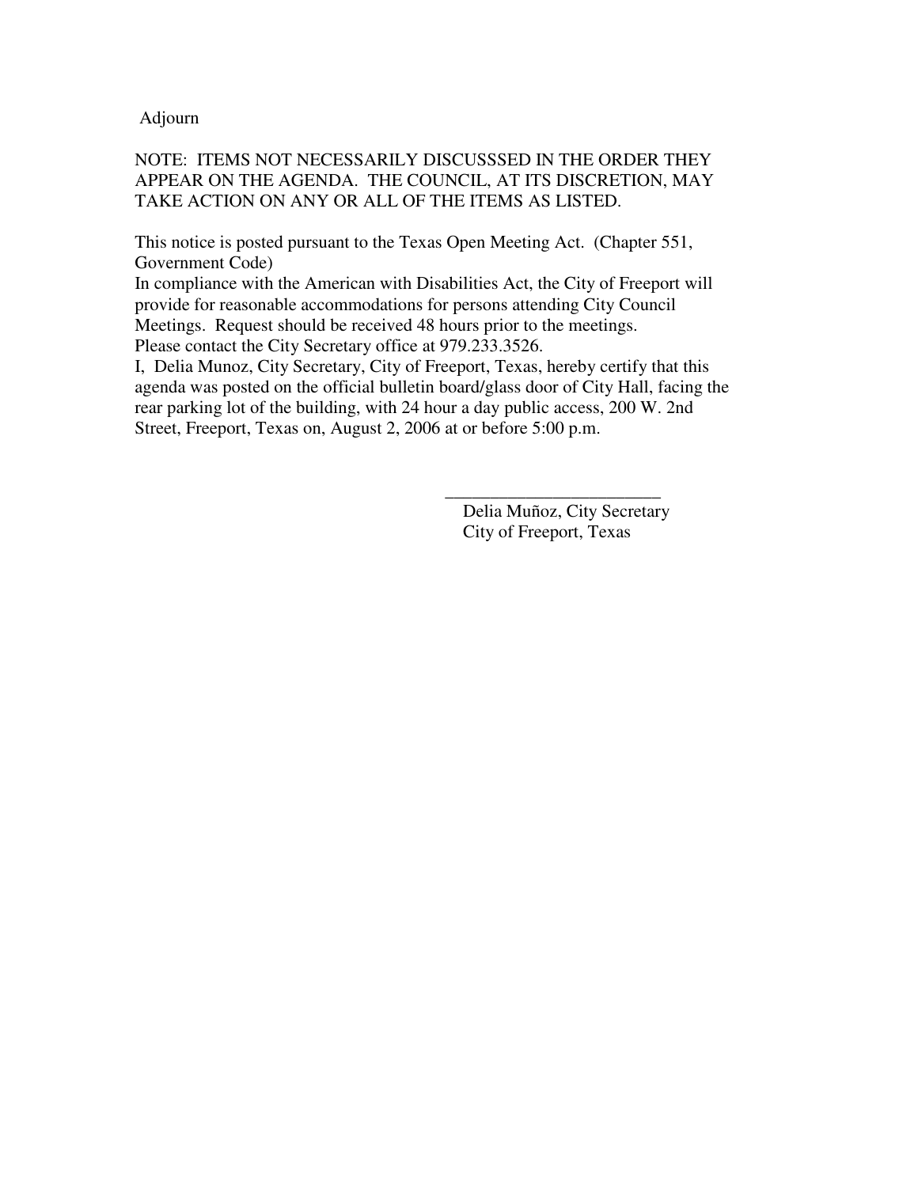Adjourn

NOTE: ITEMS NOT NECESSARILY DISCUSSSED IN THE ORDER THEY APPEAR ON THE AGENDA. THE COUNCIL, AT ITS DISCRETION, MAY TAKE ACTION ON ANY OR ALL OF THE ITEMS AS LISTED.

This notice is posted pursuant to the Texas Open Meeting Act. (Chapter 551, Government Code)
In compliance with the American with Disabilities Act, the City of Freeport will provide for reasonable accommodations for persons attending City Council Meetings. Request should be received 48 hours prior to the meetings.
Please contact the City Secretary office at 979.233.3526.
I, Delia Munoz, City Secretary, City of Freeport, Texas, hereby certify that this agenda was posted on the official bulletin board/glass door of City Hall, facing the rear parking lot of the building, with 24 hour a day public access, 200 W. 2nd Street, Freeport, Texas on, August 2, 2006 at or before 5:00 p.m.

\_\_\_\_\_\_\_\_\_\_\_\_\_\_\_\_\_\_\_\_\_\_\_\_\_

Delia Muñoz, City Secretary
City of Freeport, Texas